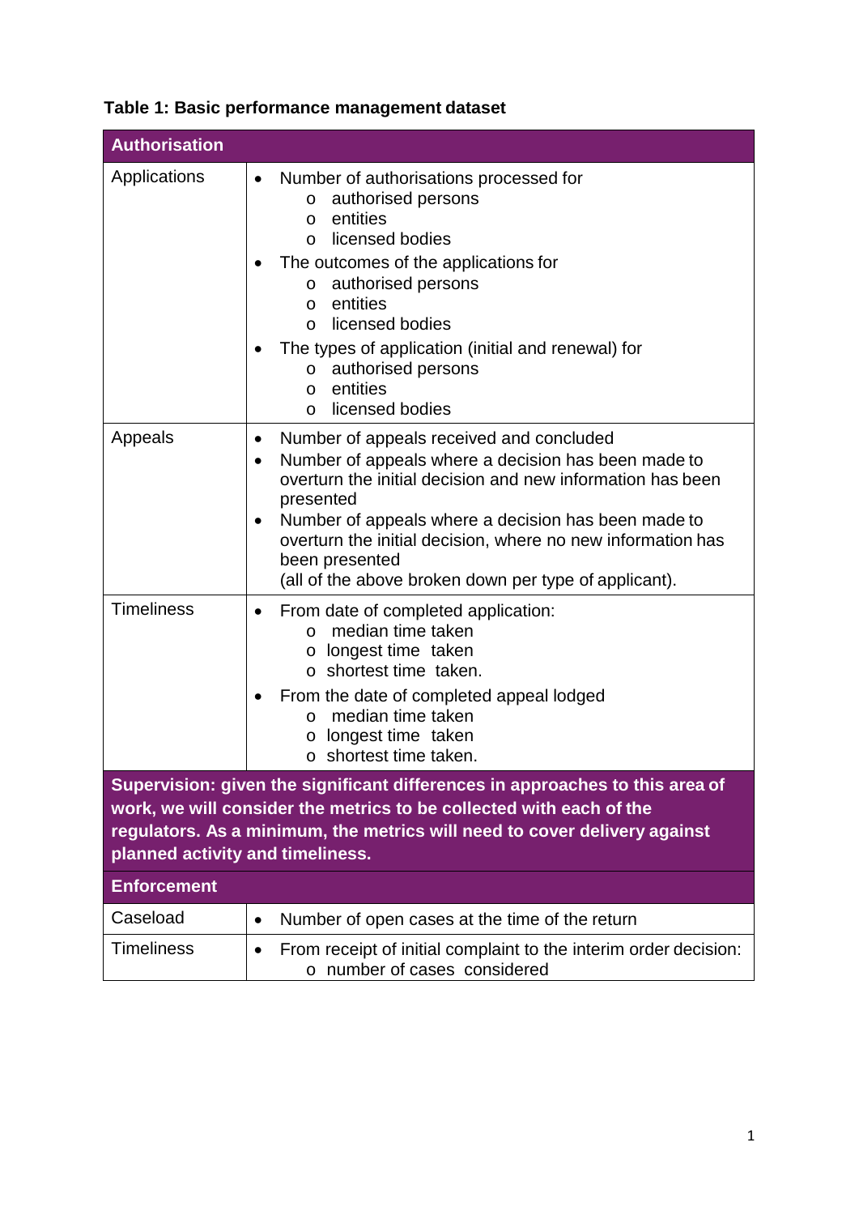**Table 1: Basic performance management dataset**

| **Authorisation** | |
|---|---|
| Applications | • Number of authorisations processed for<br>  o authorised persons<br>  o entities<br>  o licensed bodies<br>• The outcomes of the applications for<br>  o authorised persons<br>  o entities<br>  o licensed bodies<br>• The types of application (initial and renewal) for<br>  o authorised persons<br>  o entities<br>  o licensed bodies |
| Appeals | • Number of appeals received and concluded<br>• Number of appeals where a decision has been made to overturn the initial decision and new information has been presented<br>• Number of appeals where a decision has been made to overturn the initial decision, where no new information has been presented<br>(all of the above broken down per type of applicant). |
| Timeliness | • From date of completed application:<br>  o median time taken<br>  o longest time taken<br>  o shortest time taken.<br>• From the date of completed appeal lodged<br>  o median time taken<br>  o longest time taken<br>  o shortest time taken. |
| **Supervision: given the significant differences in approaches to this area of work, we will consider the metrics to be collected with each of the regulators. As a minimum, the metrics will need to cover delivery against planned activity and timeliness.** | |
| **Enforcement** | |
| Caseload | • Number of open cases at the time of the return |
| Timeliness | • From receipt of initial complaint to the interim order decision:<br>  o number of cases considered |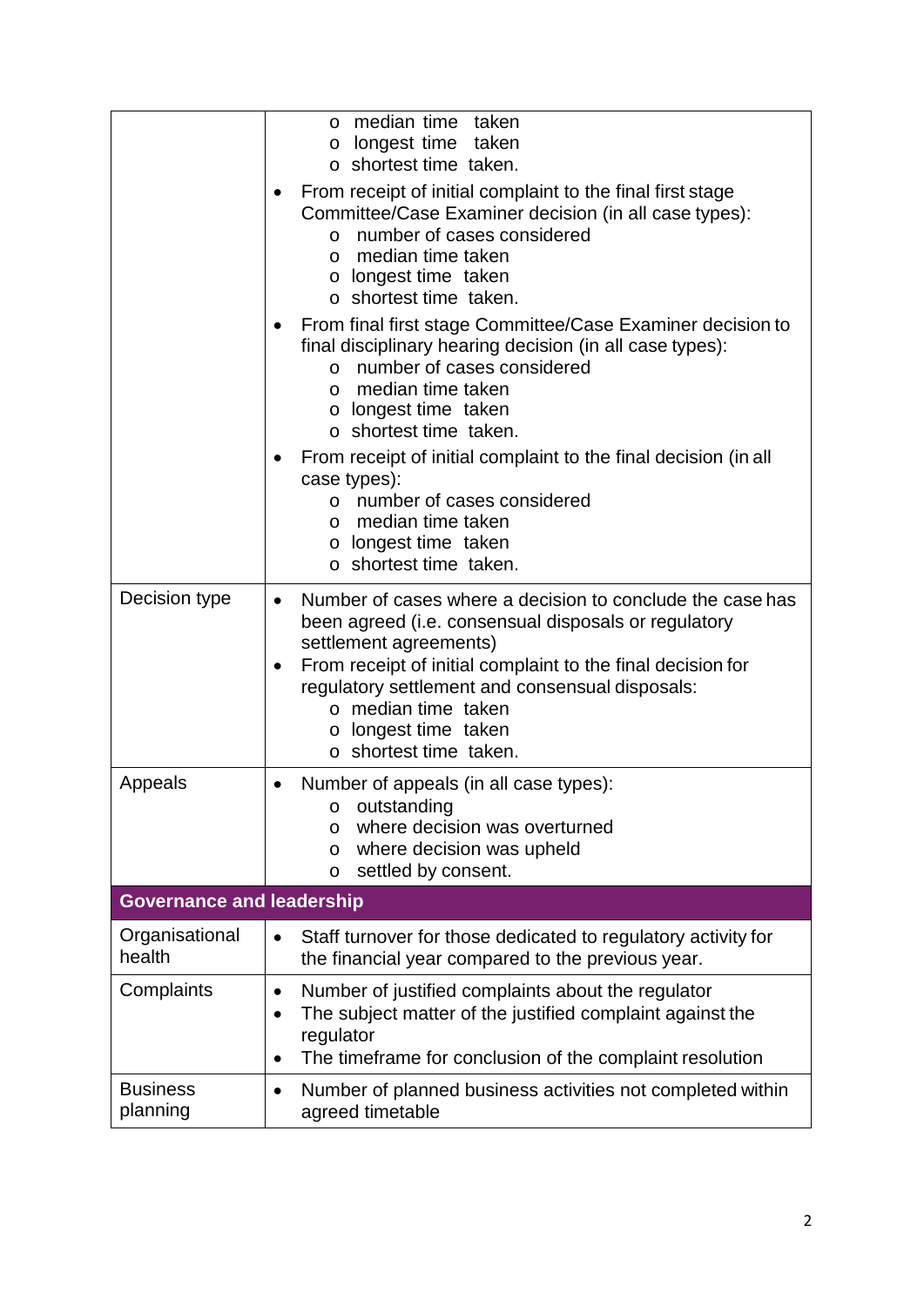| | |
|---|---|
| | o median time taken<br>o longest time taken<br>o shortest time taken.<br>• From receipt of initial complaint to the final first stage Committee/Case Examiner decision (in all case types):<br>o number of cases considered<br>o median time taken<br>o longest time taken<br>o shortest time taken.<br>• From final first stage Committee/Case Examiner decision to final disciplinary hearing decision (in all case types):<br>o number of cases considered<br>o median time taken<br>o longest time taken<br>o shortest time taken.<br>• From receipt of initial complaint to the final decision (in all case types):<br>o number of cases considered<br>o median time taken<br>o longest time taken<br>o shortest time taken. |
| Decision type | • Number of cases where a decision to conclude the case has been agreed (i.e. consensual disposals or regulatory settlement agreements)<br>• From receipt of initial complaint to the final decision for regulatory settlement and consensual disposals:<br>o median time taken<br>o longest time taken<br>o shortest time taken. |
| Appeals | • Number of appeals (in all case types):<br>o outstanding<br>o where decision was overturned<br>o where decision was upheld<br>o settled by consent. |
| **Governance and leadership** | |
| Organisational health | • Staff turnover for those dedicated to regulatory activity for the financial year compared to the previous year. |
| Complaints | • Number of justified complaints about the regulator<br>• The subject matter of the justified complaint against the regulator<br>• The timeframe for conclusion of the complaint resolution |
| Business planning | • Number of planned business activities not completed within agreed timetable |